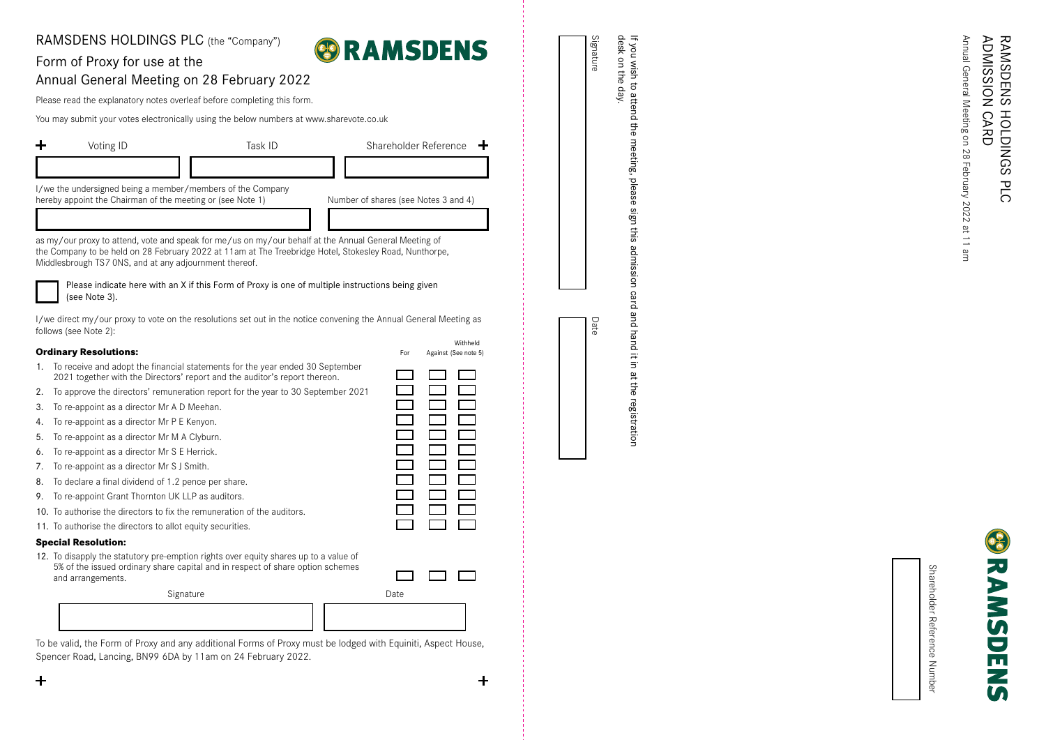# RAMSDENS HOLDINGS PLC (the "Company")

## Form of Proxy for use at the Annual General Meeting on 28 February 2022

RAMSDENS

Please read the explanatory notes overleaf before completing this form.

You may submit your votes electronically using the below numbers at www.sharevote.co.uk

| Voting ID | Task ID | Shareholder Reference |
|---|---|---|
| | | |

I/we the undersigned being a member/members of the Company hereby appoint the Chairman of the meeting or (see Note 1)

Number of shares (see Notes 3 and 4)

as my/our proxy to attend, vote and speak for me/us on my/our behalf at the Annual General Meeting of the Company to be held on 28 February 2022 at 11am at The Treebridge Hotel, Stokesley Road, Nunthorpe, Middlesbrough TS7 0NS, and at any adjournment thereof.

☐ Please indicate here with an X if this Form of Proxy is one of multiple instructions being given (see Note 3).

I/we direct my/our proxy to vote on the resolutions set out in the notice convening the Annual General Meeting as follows (see Note 2):

| **Ordinary Resolutions:** | For | Against | Withheld (See note 5) |
|---|---|---|---|
| 1. To receive and adopt the financial statements for the year ended 30 September 2021 together with the Directors' report and the auditor's report thereon. | ☐ | ☐ | ☐ |
| 2. To approve the directors' remuneration report for the year to 30 September 2021 | ☐ | ☐ | ☐ |
| 3. To re-appoint as a director Mr A D Meehan. | ☐ | ☐ | ☐ |
| 4. To re-appoint as a director Mr P E Kenyon. | ☐ | ☐ | ☐ |
| 5. To re-appoint as a director Mr M A Clyburn. | ☐ | ☐ | ☐ |
| 6. To re-appoint as a director Mr S E Herrick. | ☐ | ☐ | ☐ |
| 7. To re-appoint as a director Mr S J Smith. | ☐ | ☐ | ☐ |
| 8. To declare a final dividend of 1.2 pence per share. | ☐ | ☐ | ☐ |
| 9. To re-appoint Grant Thornton UK LLP as auditors. | ☐ | ☐ | ☐ |
| 10. To authorise the directors to fix the remuneration of the auditors. | ☐ | ☐ | ☐ |
| 11. To authorise the directors to allot equity securities. | ☐ | ☐ | ☐ |
| **Special Resolution:** | | | |
| 12. To disapply the statutory pre-emption rights over equity shares up to a value of 5% of the issued ordinary share capital and in respect of share option schemes and arrangements. | ☐ | ☐ | ☐ |

| Signature | Date |
|---|---|
| | |

To be valid, the Form of Proxy and any additional Forms of Proxy must be lodged with Equiniti, Aspect House, Spencer Road, Lancing, BN99 6DA by 11am on 24 February 2022.

---

# RAMSDENS HOLDINGS PLC ADMISSION CARD

Annual General Meeting on 28 February 2022 at 11 am

If you wish to attend the meeting, please sign this admission card and hand it in at the registration desk on the day.

| Signature | Date |
|---|---|
| | |

RAMSDENS

Shareholder Reference Number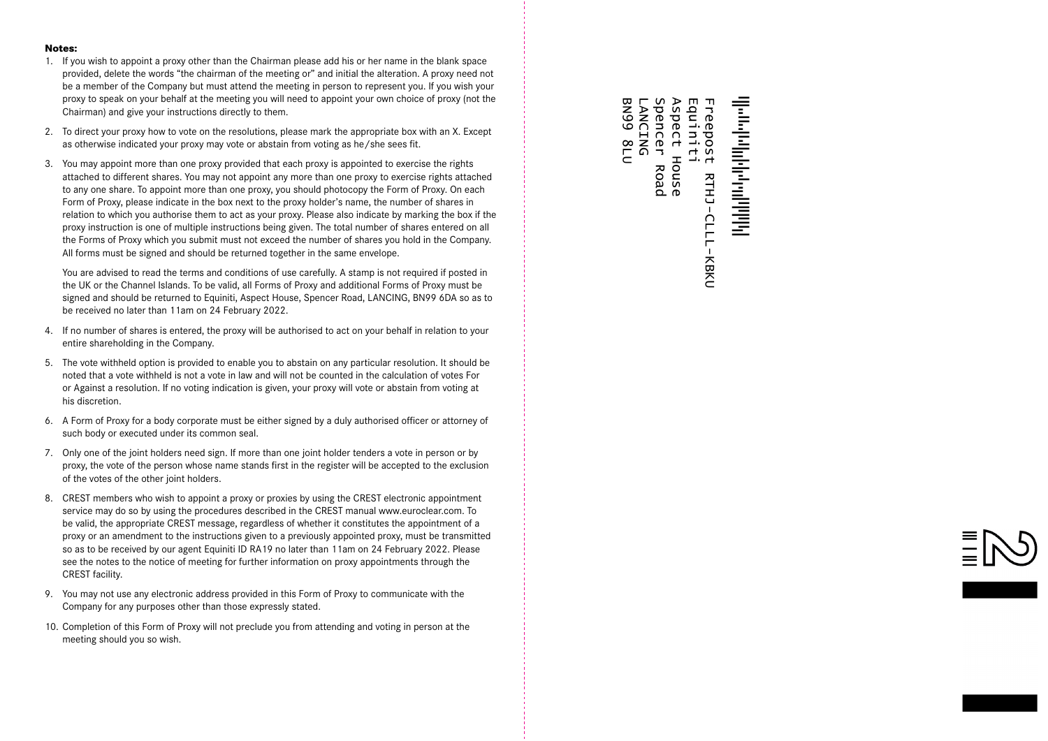**Notes:**

1. If you wish to appoint a proxy other than the Chairman please add his or her name in the blank space provided, delete the words "the chairman of the meeting or" and initial the alteration. A proxy need not be a member of the Company but must attend the meeting in person to represent you. If you wish your proxy to speak on your behalf at the meeting you will need to appoint your own choice of proxy (not the Chairman) and give your instructions directly to them.
2. To direct your proxy how to vote on the resolutions, please mark the appropriate box with an X. Except as otherwise indicated your proxy may vote or abstain from voting as he/she sees fit.
3. You may appoint more than one proxy provided that each proxy is appointed to exercise the rights attached to different shares. You may not appoint any more than one proxy to exercise rights attached to any one share. To appoint more than one proxy, you should photocopy the Form of Proxy. On each Form of Proxy, please indicate in the box next to the proxy holder's name, the number of shares in relation to which you authorise them to act as your proxy. Please also indicate by marking the box if the proxy instruction is one of multiple instructions being given. The total number of shares entered on all the Forms of Proxy which you submit must not exceed the number of shares you hold in the Company. All forms must be signed and should be returned together in the same envelope.

   You are advised to read the terms and conditions of use carefully. A stamp is not required if posted in the UK or the Channel Islands. To be valid, all Forms of Proxy and additional Forms of Proxy must be signed and should be returned to Equiniti, Aspect House, Spencer Road, LANCING, BN99 6DA so as to be received no later than 11am on 24 February 2022.
4. If no number of shares is entered, the proxy will be authorised to act on your behalf in relation to your entire shareholding in the Company.
5. The vote withheld option is provided to enable you to abstain on any particular resolution. It should be noted that a vote withheld is not a vote in law and will not be counted in the calculation of votes For or Against a resolution. If no voting indication is given, your proxy will vote or abstain from voting at his discretion.
6. A Form of Proxy for a body corporate must be either signed by a duly authorised officer or attorney of such body or executed under its common seal.
7. Only one of the joint holders need sign. If more than one joint holder tenders a vote in person or by proxy, the vote of the person whose name stands first in the register will be accepted to the exclusion of the votes of the other joint holders.
8. CREST members who wish to appoint a proxy or proxies by using the CREST electronic appointment service may do so by using the procedures described in the CREST manual www.euroclear.com. To be valid, the appropriate CREST message, regardless of whether it constitutes the appointment of a proxy or an amendment to the instructions given to a previously appointed proxy, must be transmitted so as to be received by our agent Equiniti ID RA19 no later than 11am on 24 February 2022. Please see the notes to the notice of meeting for further information on proxy appointments through the CREST facility.
9. You may not use any electronic address provided in this Form of Proxy to communicate with the Company for any purposes other than those expressly stated.
10. Completion of this Form of Proxy will not preclude you from attending and voting in person at the meeting should you so wish.

Freepost RTHJ-CLLL-KBKU
Equiniti
Aspect House
Spencer Road
LANCING
BN99 8LU